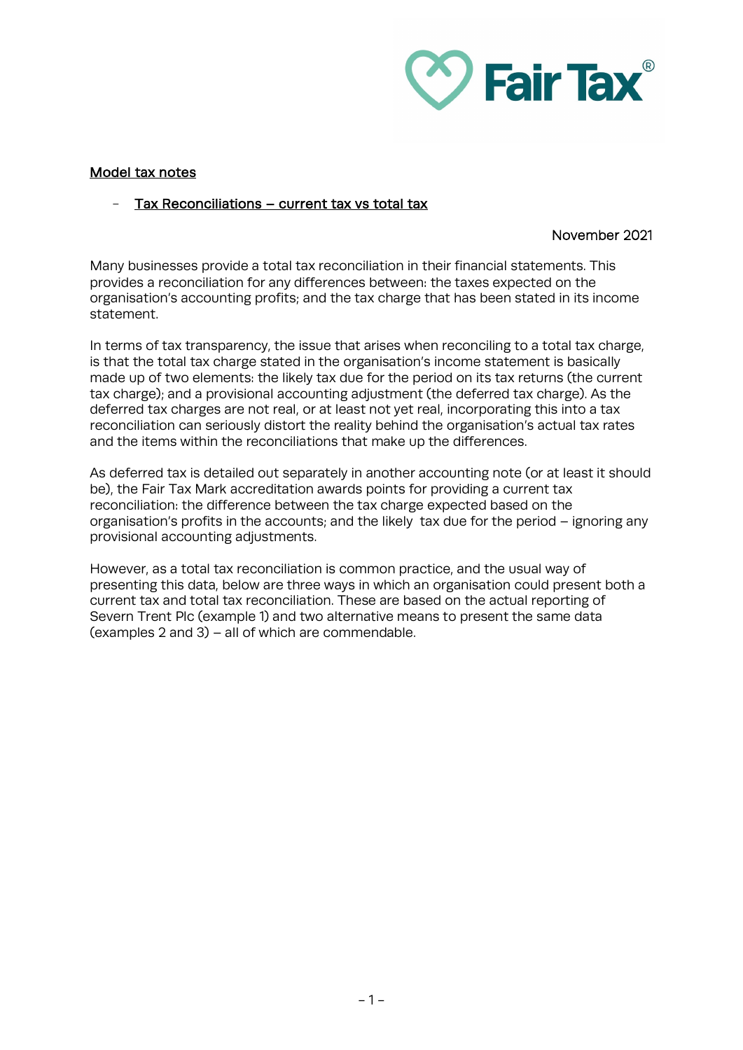Fair Tax®

## Model tax notes

- Tax Reconciliations – current tax vs total tax

November 2021

Many businesses provide a total tax reconciliation in their financial statements. This provides a reconciliation for any differences between: the taxes expected on the organisation's accounting profits; and the tax charge that has been stated in its income statement.

In terms of tax transparency, the issue that arises when reconciling to a total tax charge, is that the total tax charge stated in the organisation's income statement is basically made up of two elements: the likely tax due for the period on its tax returns (the current tax charge); and a provisional accounting adjustment (the deferred tax charge). As the deferred tax charges are not real, or at least not yet real, incorporating this into a tax reconciliation can seriously distort the reality behind the organisation's actual tax rates and the items within the reconciliations that make up the differences.

As deferred tax is detailed out separately in another accounting note (or at least it should be), the Fair Tax Mark accreditation awards points for providing a current tax reconciliation: the difference between the tax charge expected based on the organisation's profits in the accounts; and the likely tax due for the period – ignoring any provisional accounting adjustments.

However, as a total tax reconciliation is common practice, and the usual way of presenting this data, below are three ways in which an organisation could present both a current tax and total tax reconciliation. These are based on the actual reporting of Severn Trent Plc (example 1) and two alternative means to present the same data (examples 2 and 3) – all of which are commendable.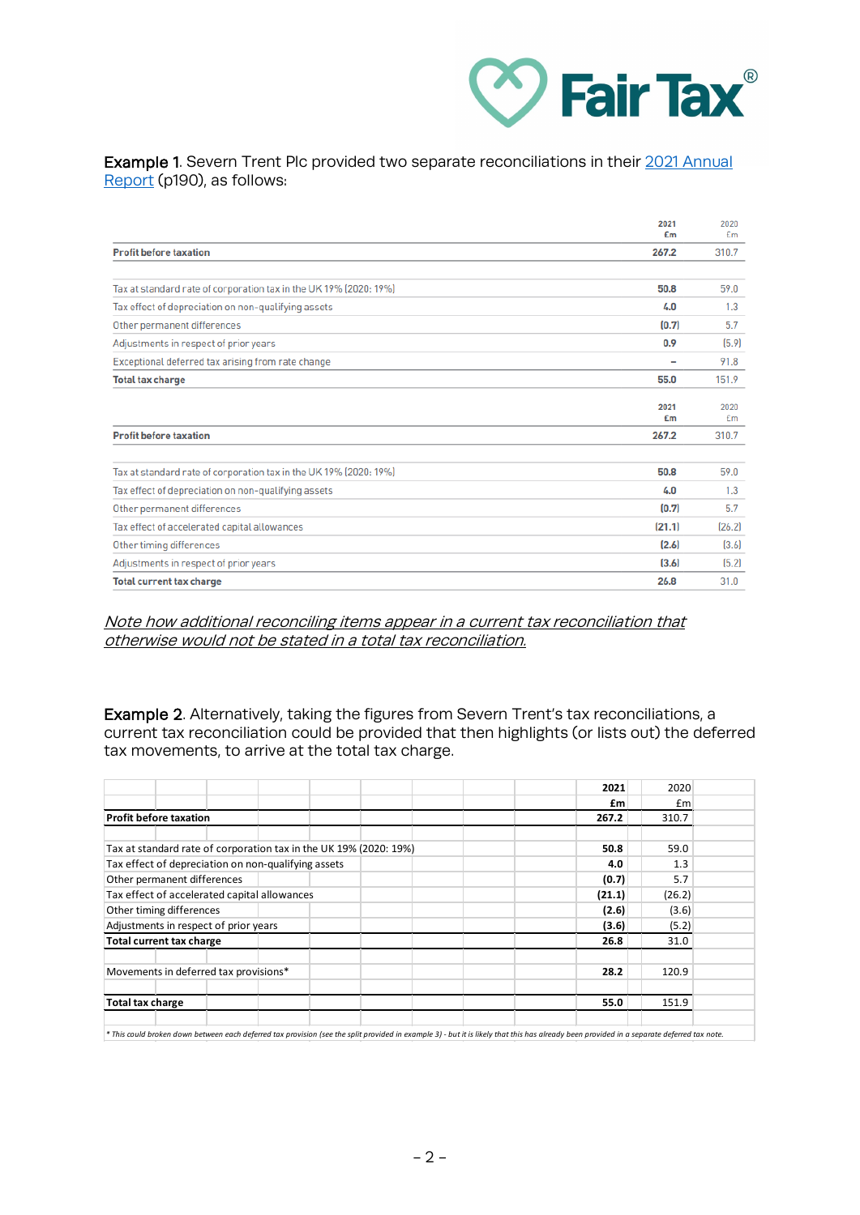**Example 1**. Severn Trent Plc provided two separate reconciliations in their 2021 Annual Report (p190), as follows:

| | 2021 £m | 2020 £m |
|---|---|---|
| **Profit before taxation** | **267.2** | 310.7 |
| | | |
| Tax at standard rate of corporation tax in the UK 19% (2020: 19%) | **50.8** | 59.0 |
| Tax effect of depreciation on non-qualifying assets | **4.0** | 1.3 |
| Other permanent differences | **(0.7)** | 5.7 |
| Adjustments in respect of prior years | **0.9** | (5.9) |
| Exceptional deferred tax arising from rate change | **–** | 91.8 |
| **Total tax charge** | **55.0** | 151.9 |

| | 2021 £m | 2020 £m |
|---|---|---|
| **Profit before taxation** | **267.2** | 310.7 |
| | | |
| Tax at standard rate of corporation tax in the UK 19% (2020: 19%) | **50.8** | 59.0 |
| Tax effect of depreciation on non-qualifying assets | **4.0** | 1.3 |
| Other permanent differences | **(0.7)** | 5.7 |
| Tax effect of accelerated capital allowances | **(21.1)** | (26.2) |
| Other timing differences | **(2.6)** | (3.6) |
| Adjustments in respect of prior years | **(3.6)** | (5.2) |
| **Total current tax charge** | **26.8** | 31.0 |

*Note how additional reconciling items appear in a current tax reconciliation that otherwise would not be stated in a total tax reconciliation.*

**Example 2**. Alternatively, taking the figures from Severn Trent's tax reconciliations, a current tax reconciliation could be provided that then highlights (or lists out) the deferred tax movements, to arrive at the total tax charge.

| | 2021 £m | 2020 £m |
|---|---|---|
| **Profit before taxation** | **267.2** | 310.7 |
| | | |
| Tax at standard rate of corporation tax in the UK 19% (2020: 19%) | **50.8** | 59.0 |
| Tax effect of depreciation on non-qualifying assets | **4.0** | 1.3 |
| Other permanent differences | **(0.7)** | 5.7 |
| Tax effect of accelerated capital allowances | **(21.1)** | (26.2) |
| Other timing differences | **(2.6)** | (3.6) |
| Adjustments in respect of prior years | **(3.6)** | (5.2) |
| **Total current tax charge** | **26.8** | 31.0 |
| | | |
| Movements in deferred tax provisions* | **28.2** | 120.9 |
| | | |
| **Total tax charge** | **55.0** | 151.9 |

*\* This could broken down between each deferred tax provision (see the split provided in example 3) - but it is likely that this has already been provided in a separate deferred tax note.*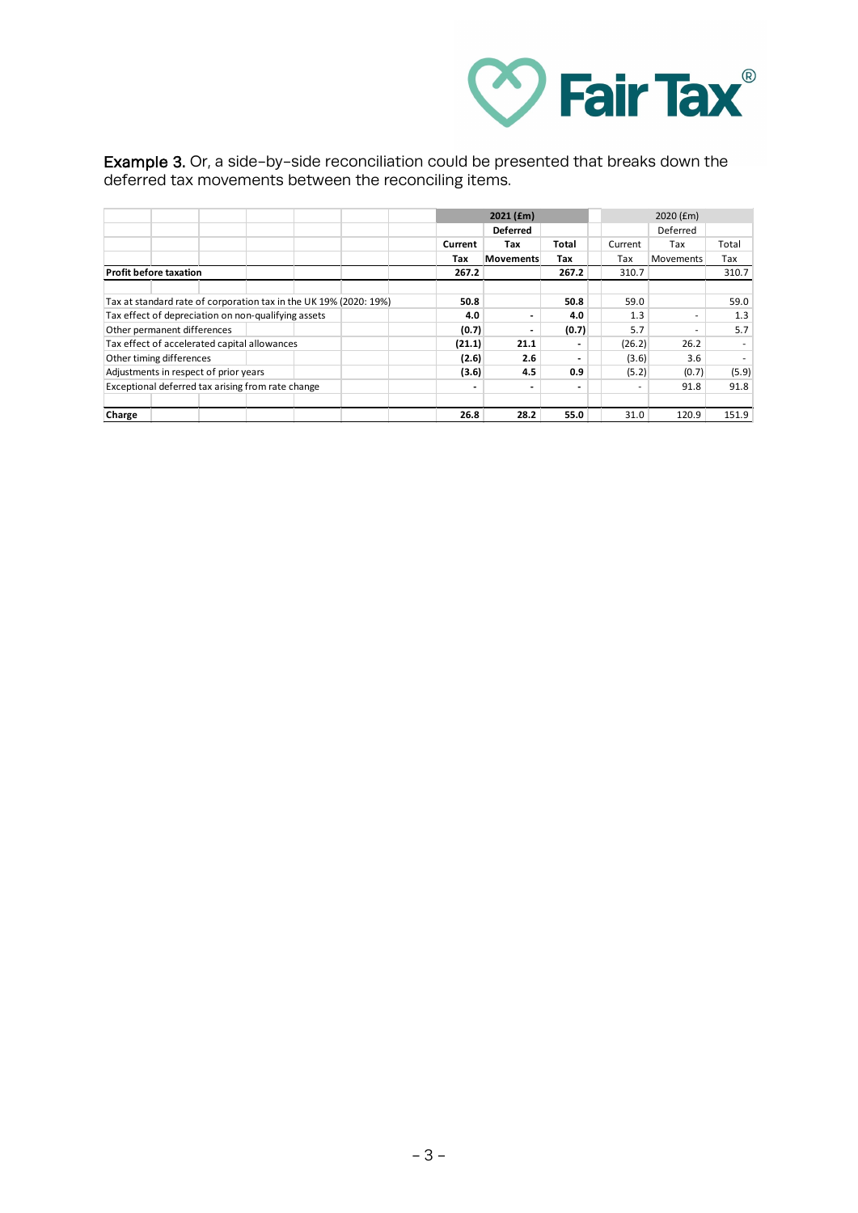**Example 3.** Or, a side-by-side reconciliation could be presented that breaks down the deferred tax movements between the reconciling items.

| | 2021 (£m) | | | 2020 (£m) | | |
|---|---|---|---|---|---|---|
| | **Current Tax** | **Deferred Tax Movements** | **Total Tax** | Current Tax | Deferred Tax Movements | Total Tax |
| **Profit before taxation** | **267.2** | | **267.2** | 310.7 | | 310.7 |
| | | | | | | |
| Tax at standard rate of corporation tax in the UK 19% (2020: 19%) | **50.8** | | **50.8** | 59.0 | | 59.0 |
| Tax effect of depreciation on non-qualifying assets | **4.0** | **-** | **4.0** | 1.3 | - | 1.3 |
| Other permanent differences | **(0.7)** | **-** | **(0.7)** | 5.7 | - | 5.7 |
| Tax effect of accelerated capital allowances | **(21.1)** | **21.1** | **-** | (26.2) | 26.2 | - |
| Other timing differences | **(2.6)** | **2.6** | **-** | (3.6) | 3.6 | - |
| Adjustments in respect of prior years | **(3.6)** | **4.5** | **0.9** | (5.2) | (0.7) | (5.9) |
| Exceptional deferred tax arising from rate change | **-** | **-** | **-** | - | 91.8 | 91.8 |
| | | | | | | |
| **Charge** | **26.8** | **28.2** | **55.0** | 31.0 | 120.9 | 151.9 |